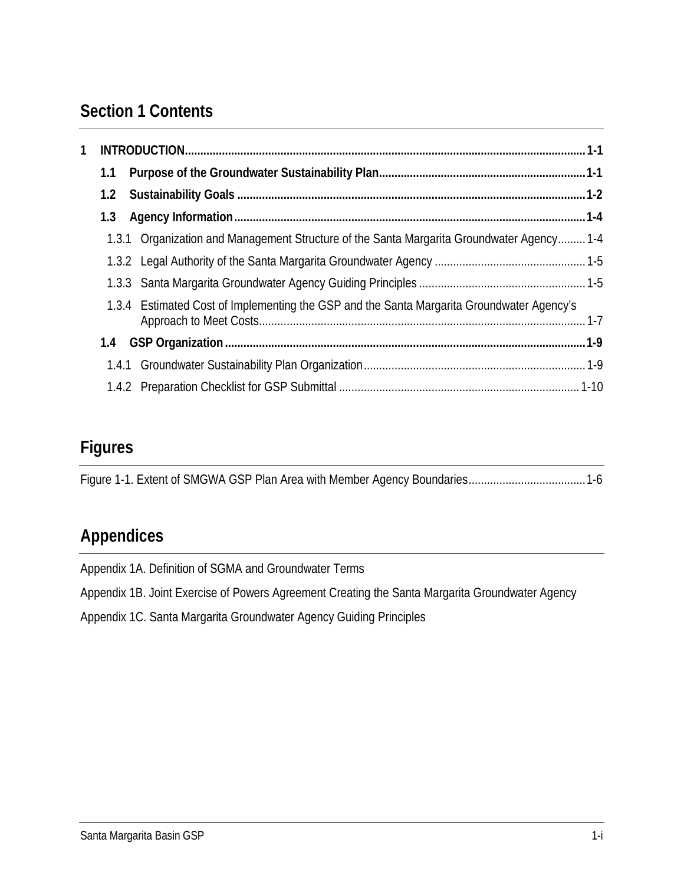## Section 1 Contents

**1 INTRODUCTION** ........ **1-1**

- **1.1 Purpose of the Groundwater Sustainability Plan** ........ **1-1**
- **1.2 Sustainability Goals** ........ **1-2**
- **1.3 Agency Information** ........ **1-4**
  - 1.3.1 Organization and Management Structure of the Santa Margarita Groundwater Agency ........ 1-4
  - 1.3.2 Legal Authority of the Santa Margarita Groundwater Agency ........ 1-5
  - 1.3.3 Santa Margarita Groundwater Agency Guiding Principles ........ 1-5
  - 1.3.4 Estimated Cost of Implementing the GSP and the Santa Margarita Groundwater Agency's Approach to Meet Costs ........ 1-7
- **1.4 GSP Organization** ........ **1-9**
  - 1.4.1 Groundwater Sustainability Plan Organization ........ 1-9
  - 1.4.2 Preparation Checklist for GSP Submittal ........ 1-10

## Figures

Figure 1-1. Extent of SMGWA GSP Plan Area with Member Agency Boundaries ........ 1-6

## Appendices

Appendix 1A. Definition of SGMA and Groundwater Terms

Appendix 1B. Joint Exercise of Powers Agreement Creating the Santa Margarita Groundwater Agency

Appendix 1C. Santa Margarita Groundwater Agency Guiding Principles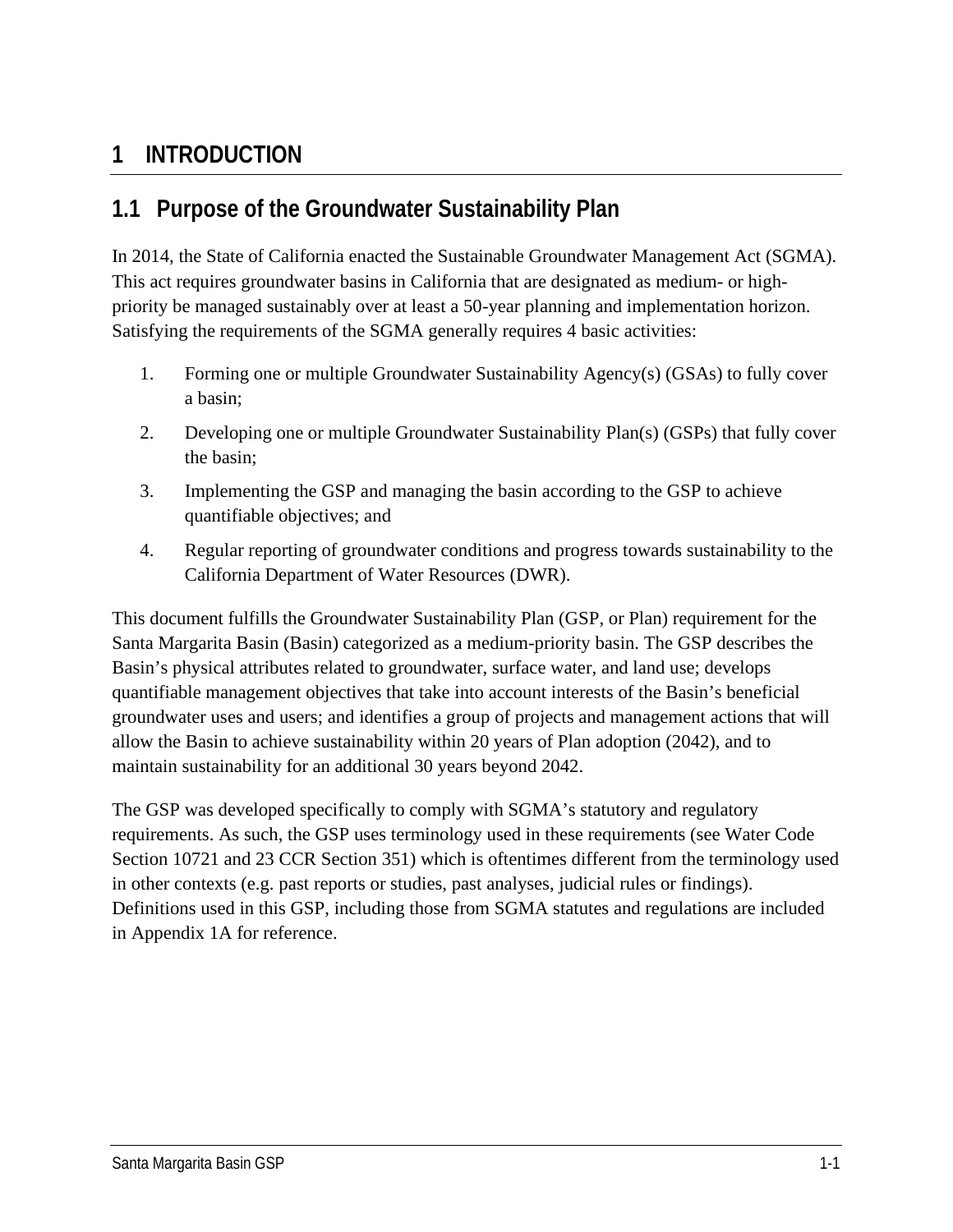# 1 INTRODUCTION

## 1.1 Purpose of the Groundwater Sustainability Plan

In 2014, the State of California enacted the Sustainable Groundwater Management Act (SGMA). This act requires groundwater basins in California that are designated as medium- or high-priority be managed sustainably over at least a 50-year planning and implementation horizon. Satisfying the requirements of the SGMA generally requires 4 basic activities:

1. Forming one or multiple Groundwater Sustainability Agency(s) (GSAs) to fully cover a basin;
2. Developing one or multiple Groundwater Sustainability Plan(s) (GSPs) that fully cover the basin;
3. Implementing the GSP and managing the basin according to the GSP to achieve quantifiable objectives; and
4. Regular reporting of groundwater conditions and progress towards sustainability to the California Department of Water Resources (DWR).

This document fulfills the Groundwater Sustainability Plan (GSP, or Plan) requirement for the Santa Margarita Basin (Basin) categorized as a medium-priority basin. The GSP describes the Basin's physical attributes related to groundwater, surface water, and land use; develops quantifiable management objectives that take into account interests of the Basin's beneficial groundwater uses and users; and identifies a group of projects and management actions that will allow the Basin to achieve sustainability within 20 years of Plan adoption (2042), and to maintain sustainability for an additional 30 years beyond 2042.

The GSP was developed specifically to comply with SGMA's statutory and regulatory requirements. As such, the GSP uses terminology used in these requirements (see Water Code Section 10721 and 23 CCR Section 351) which is oftentimes different from the terminology used in other contexts (e.g. past reports or studies, past analyses, judicial rules or findings). Definitions used in this GSP, including those from SGMA statutes and regulations are included in Appendix 1A for reference.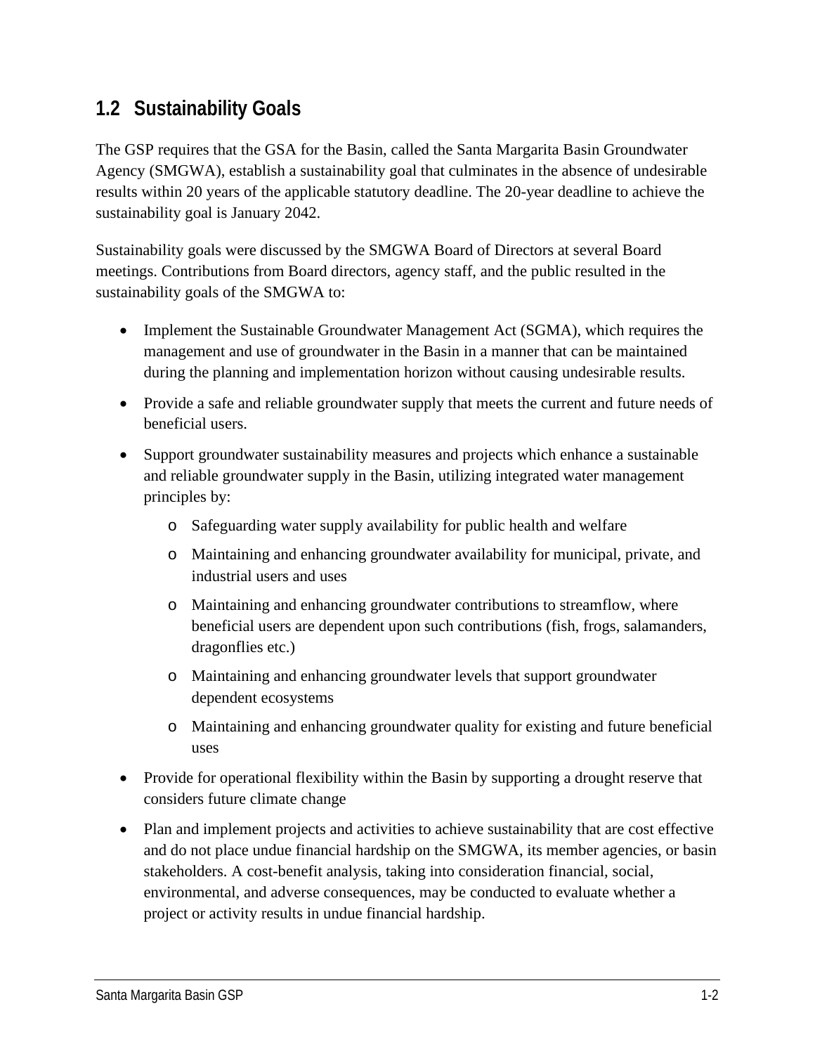## 1.2 Sustainability Goals

The GSP requires that the GSA for the Basin, called the Santa Margarita Basin Groundwater Agency (SMGWA), establish a sustainability goal that culminates in the absence of undesirable results within 20 years of the applicable statutory deadline. The 20-year deadline to achieve the sustainability goal is January 2042.

Sustainability goals were discussed by the SMGWA Board of Directors at several Board meetings. Contributions from Board directors, agency staff, and the public resulted in the sustainability goals of the SMGWA to:

- Implement the Sustainable Groundwater Management Act (SGMA), which requires the management and use of groundwater in the Basin in a manner that can be maintained during the planning and implementation horizon without causing undesirable results.
- Provide a safe and reliable groundwater supply that meets the current and future needs of beneficial users.
- Support groundwater sustainability measures and projects which enhance a sustainable and reliable groundwater supply in the Basin, utilizing integrated water management principles by:
  - Safeguarding water supply availability for public health and welfare
  - Maintaining and enhancing groundwater availability for municipal, private, and industrial users and uses
  - Maintaining and enhancing groundwater contributions to streamflow, where beneficial users are dependent upon such contributions (fish, frogs, salamanders, dragonflies etc.)
  - Maintaining and enhancing groundwater levels that support groundwater dependent ecosystems
  - Maintaining and enhancing groundwater quality for existing and future beneficial uses
- Provide for operational flexibility within the Basin by supporting a drought reserve that considers future climate change
- Plan and implement projects and activities to achieve sustainability that are cost effective and do not place undue financial hardship on the SMGWA, its member agencies, or basin stakeholders. A cost-benefit analysis, taking into consideration financial, social, environmental, and adverse consequences, may be conducted to evaluate whether a project or activity results in undue financial hardship.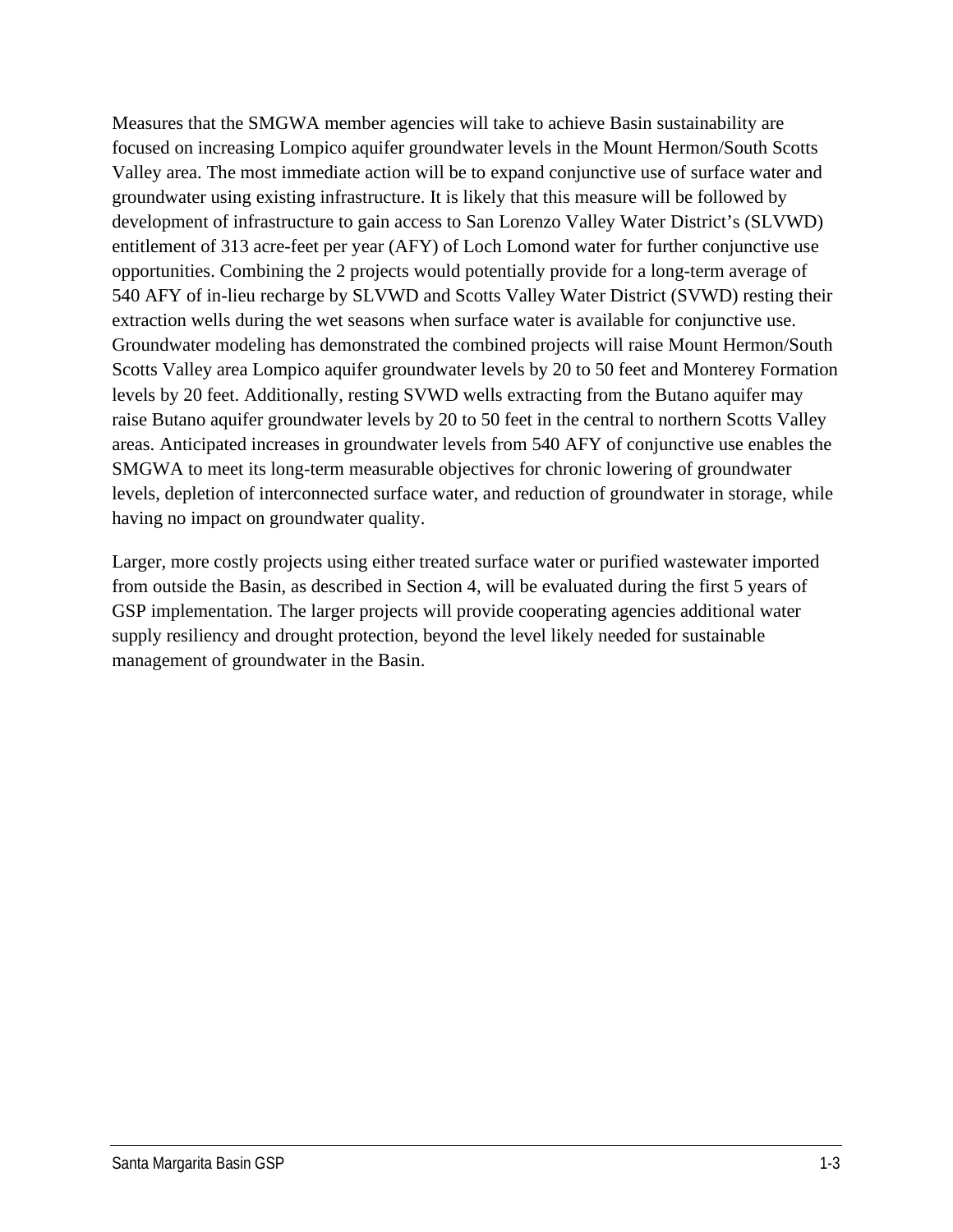Measures that the SMGWA member agencies will take to achieve Basin sustainability are focused on increasing Lompico aquifer groundwater levels in the Mount Hermon/South Scotts Valley area. The most immediate action will be to expand conjunctive use of surface water and groundwater using existing infrastructure. It is likely that this measure will be followed by development of infrastructure to gain access to San Lorenzo Valley Water District's (SLVWD) entitlement of 313 acre-feet per year (AFY) of Loch Lomond water for further conjunctive use opportunities. Combining the 2 projects would potentially provide for a long-term average of 540 AFY of in-lieu recharge by SLVWD and Scotts Valley Water District (SVWD) resting their extraction wells during the wet seasons when surface water is available for conjunctive use. Groundwater modeling has demonstrated the combined projects will raise Mount Hermon/South Scotts Valley area Lompico aquifer groundwater levels by 20 to 50 feet and Monterey Formation levels by 20 feet. Additionally, resting SVWD wells extracting from the Butano aquifer may raise Butano aquifer groundwater levels by 20 to 50 feet in the central to northern Scotts Valley areas. Anticipated increases in groundwater levels from 540 AFY of conjunctive use enables the SMGWA to meet its long-term measurable objectives for chronic lowering of groundwater levels, depletion of interconnected surface water, and reduction of groundwater in storage, while having no impact on groundwater quality.

Larger, more costly projects using either treated surface water or purified wastewater imported from outside the Basin, as described in Section 4, will be evaluated during the first 5 years of GSP implementation. The larger projects will provide cooperating agencies additional water supply resiliency and drought protection, beyond the level likely needed for sustainable management of groundwater in the Basin.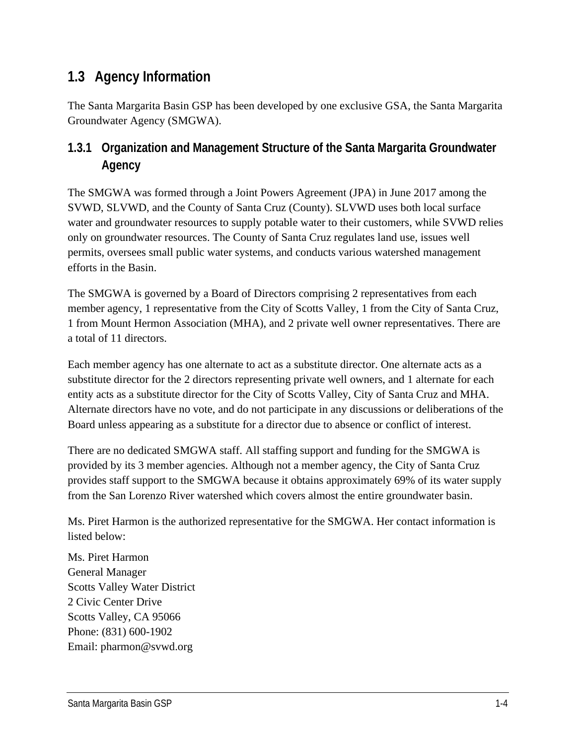## 1.3 Agency Information

The Santa Margarita Basin GSP has been developed by one exclusive GSA, the Santa Margarita Groundwater Agency (SMGWA).

### 1.3.1 Organization and Management Structure of the Santa Margarita Groundwater Agency

The SMGWA was formed through a Joint Powers Agreement (JPA) in June 2017 among the SVWD, SLVWD, and the County of Santa Cruz (County). SLVWD uses both local surface water and groundwater resources to supply potable water to their customers, while SVWD relies only on groundwater resources. The County of Santa Cruz regulates land use, issues well permits, oversees small public water systems, and conducts various watershed management efforts in the Basin.

The SMGWA is governed by a Board of Directors comprising 2 representatives from each member agency, 1 representative from the City of Scotts Valley, 1 from the City of Santa Cruz, 1 from Mount Hermon Association (MHA), and 2 private well owner representatives. There are a total of 11 directors.

Each member agency has one alternate to act as a substitute director. One alternate acts as a substitute director for the 2 directors representing private well owners, and 1 alternate for each entity acts as a substitute director for the City of Scotts Valley, City of Santa Cruz and MHA. Alternate directors have no vote, and do not participate in any discussions or deliberations of the Board unless appearing as a substitute for a director due to absence or conflict of interest.

There are no dedicated SMGWA staff. All staffing support and funding for the SMGWA is provided by its 3 member agencies. Although not a member agency, the City of Santa Cruz provides staff support to the SMGWA because it obtains approximately 69% of its water supply from the San Lorenzo River watershed which covers almost the entire groundwater basin.

Ms. Piret Harmon is the authorized representative for the SMGWA. Her contact information is listed below:

Ms. Piret Harmon  
General Manager  
Scotts Valley Water District  
2 Civic Center Drive  
Scotts Valley, CA 95066  
Phone: (831) 600-1902  
Email: pharmon@svwd.org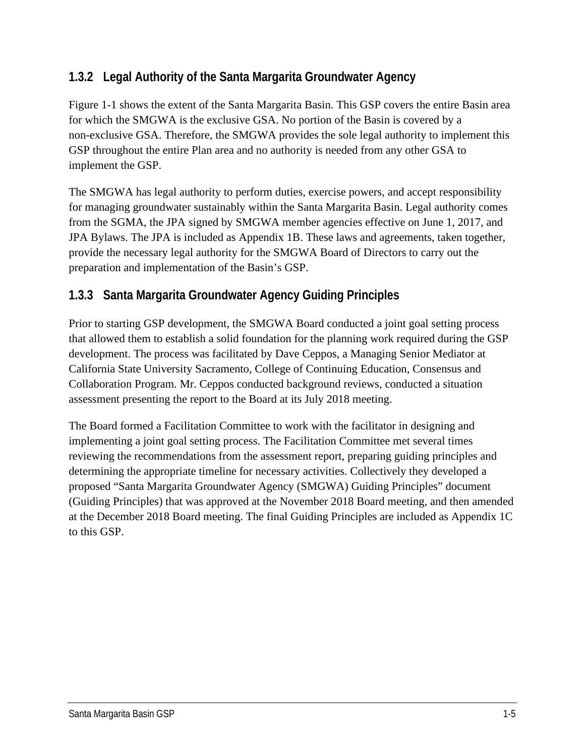### 1.3.2 Legal Authority of the Santa Margarita Groundwater Agency

Figure 1-1 shows the extent of the Santa Margarita Basin. This GSP covers the entire Basin area for which the SMGWA is the exclusive GSA. No portion of the Basin is covered by a non-exclusive GSA. Therefore, the SMGWA provides the sole legal authority to implement this GSP throughout the entire Plan area and no authority is needed from any other GSA to implement the GSP.

The SMGWA has legal authority to perform duties, exercise powers, and accept responsibility for managing groundwater sustainably within the Santa Margarita Basin. Legal authority comes from the SGMA, the JPA signed by SMGWA member agencies effective on June 1, 2017, and JPA Bylaws. The JPA is included as Appendix 1B. These laws and agreements, taken together, provide the necessary legal authority for the SMGWA Board of Directors to carry out the preparation and implementation of the Basin's GSP.

### 1.3.3 Santa Margarita Groundwater Agency Guiding Principles

Prior to starting GSP development, the SMGWA Board conducted a joint goal setting process that allowed them to establish a solid foundation for the planning work required during the GSP development. The process was facilitated by Dave Ceppos, a Managing Senior Mediator at California State University Sacramento, College of Continuing Education, Consensus and Collaboration Program. Mr. Ceppos conducted background reviews, conducted a situation assessment presenting the report to the Board at its July 2018 meeting.

The Board formed a Facilitation Committee to work with the facilitator in designing and implementing a joint goal setting process. The Facilitation Committee met several times reviewing the recommendations from the assessment report, preparing guiding principles and determining the appropriate timeline for necessary activities. Collectively they developed a proposed "Santa Margarita Groundwater Agency (SMGWA) Guiding Principles" document (Guiding Principles) that was approved at the November 2018 Board meeting, and then amended at the December 2018 Board meeting. The final Guiding Principles are included as Appendix 1C to this GSP.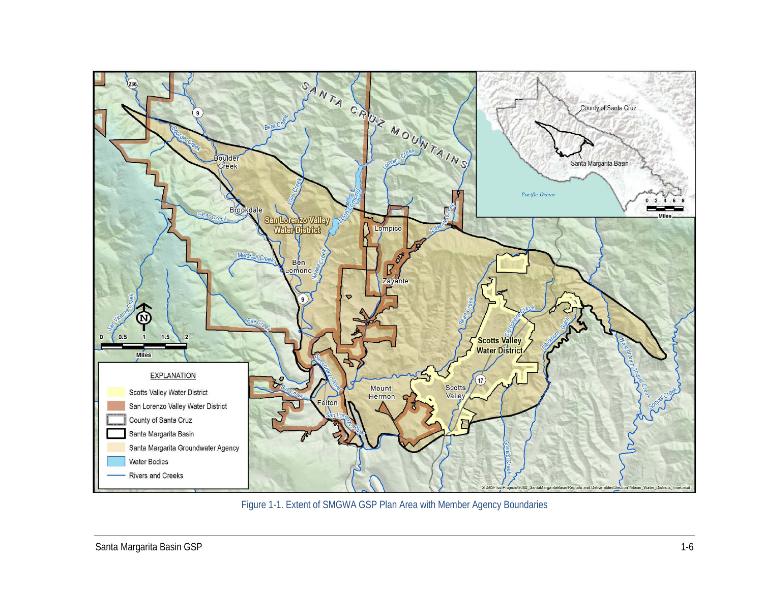Figure 1-1. Extent of SMGWA GSP Plan Area with Member Agency Boundaries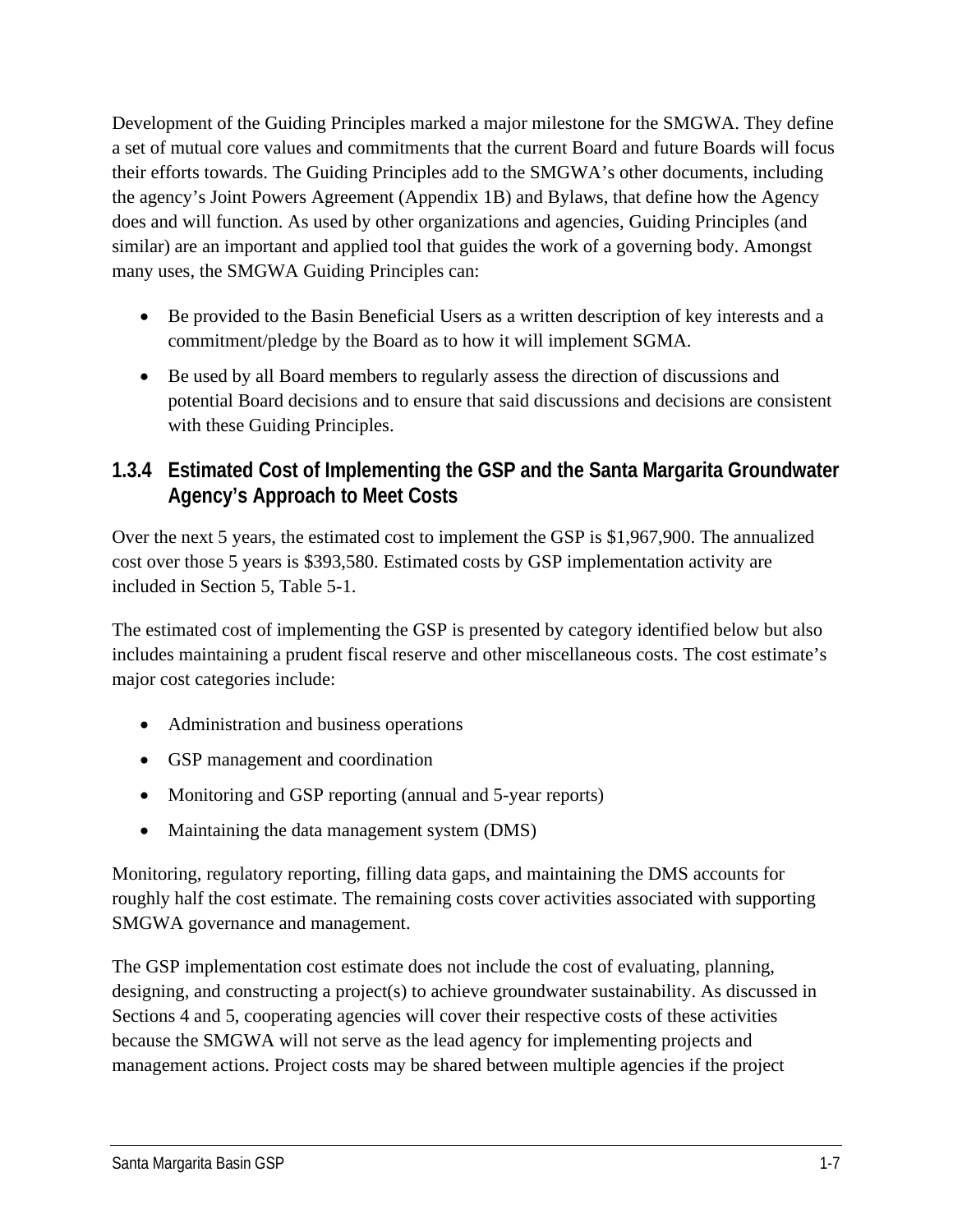Development of the Guiding Principles marked a major milestone for the SMGWA. They define a set of mutual core values and commitments that the current Board and future Boards will focus their efforts towards. The Guiding Principles add to the SMGWA's other documents, including the agency's Joint Powers Agreement (Appendix 1B) and Bylaws, that define how the Agency does and will function. As used by other organizations and agencies, Guiding Principles (and similar) are an important and applied tool that guides the work of a governing body. Amongst many uses, the SMGWA Guiding Principles can:

- Be provided to the Basin Beneficial Users as a written description of key interests and a commitment/pledge by the Board as to how it will implement SGMA.
- Be used by all Board members to regularly assess the direction of discussions and potential Board decisions and to ensure that said discussions and decisions are consistent with these Guiding Principles.

### 1.3.4 Estimated Cost of Implementing the GSP and the Santa Margarita Groundwater Agency's Approach to Meet Costs

Over the next 5 years, the estimated cost to implement the GSP is $1,967,900. The annualized cost over those 5 years is $393,580. Estimated costs by GSP implementation activity are included in Section 5, Table 5-1.

The estimated cost of implementing the GSP is presented by category identified below but also includes maintaining a prudent fiscal reserve and other miscellaneous costs. The cost estimate's major cost categories include:

- Administration and business operations
- GSP management and coordination
- Monitoring and GSP reporting (annual and 5-year reports)
- Maintaining the data management system (DMS)

Monitoring, regulatory reporting, filling data gaps, and maintaining the DMS accounts for roughly half the cost estimate. The remaining costs cover activities associated with supporting SMGWA governance and management.

The GSP implementation cost estimate does not include the cost of evaluating, planning, designing, and constructing a project(s) to achieve groundwater sustainability. As discussed in Sections 4 and 5, cooperating agencies will cover their respective costs of these activities because the SMGWA will not serve as the lead agency for implementing projects and management actions. Project costs may be shared between multiple agencies if the project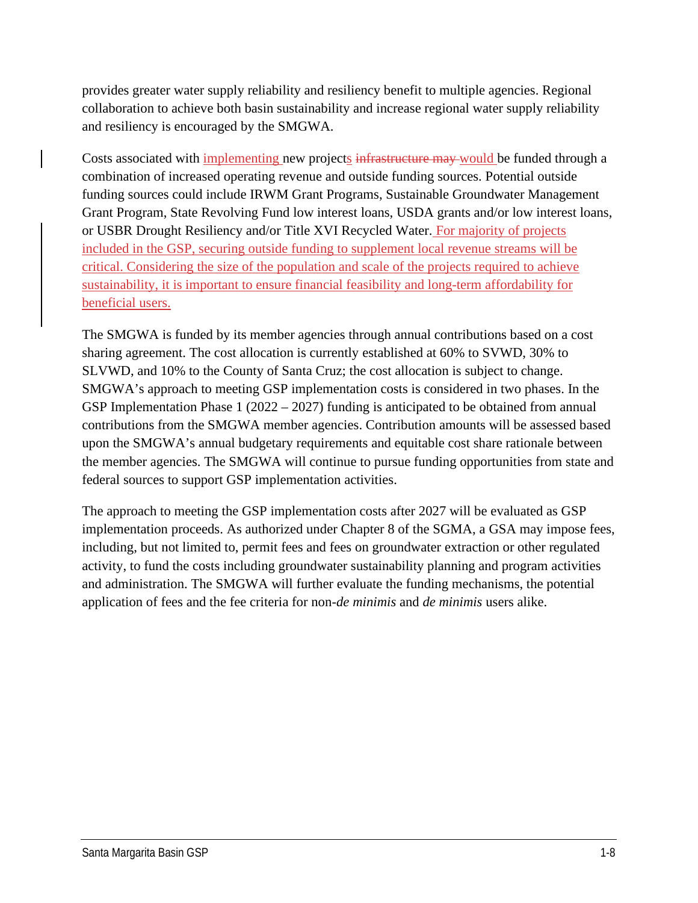provides greater water supply reliability and resiliency benefit to multiple agencies. Regional collaboration to achieve both basin sustainability and increase regional water supply reliability and resiliency is encouraged by the SMGWA.

Costs associated with implementing new projects ~~infrastructure may~~ would be funded through a combination of increased operating revenue and outside funding sources. Potential outside funding sources could include IRWM Grant Programs, Sustainable Groundwater Management Grant Program, State Revolving Fund low interest loans, USDA grants and/or low interest loans, or USBR Drought Resiliency and/or Title XVI Recycled Water. For majority of projects included in the GSP, securing outside funding to supplement local revenue streams will be critical. Considering the size of the population and scale of the projects required to achieve sustainability, it is important to ensure financial feasibility and long-term affordability for beneficial users.

The SMGWA is funded by its member agencies through annual contributions based on a cost sharing agreement. The cost allocation is currently established at 60% to SVWD, 30% to SLVWD, and 10% to the County of Santa Cruz; the cost allocation is subject to change. SMGWA's approach to meeting GSP implementation costs is considered in two phases. In the GSP Implementation Phase 1 (2022 – 2027) funding is anticipated to be obtained from annual contributions from the SMGWA member agencies. Contribution amounts will be assessed based upon the SMGWA's annual budgetary requirements and equitable cost share rationale between the member agencies. The SMGWA will continue to pursue funding opportunities from state and federal sources to support GSP implementation activities.

The approach to meeting the GSP implementation costs after 2027 will be evaluated as GSP implementation proceeds. As authorized under Chapter 8 of the SGMA, a GSA may impose fees, including, but not limited to, permit fees and fees on groundwater extraction or other regulated activity, to fund the costs including groundwater sustainability planning and program activities and administration. The SMGWA will further evaluate the funding mechanisms, the potential application of fees and the fee criteria for non-*de minimis* and *de minimis* users alike.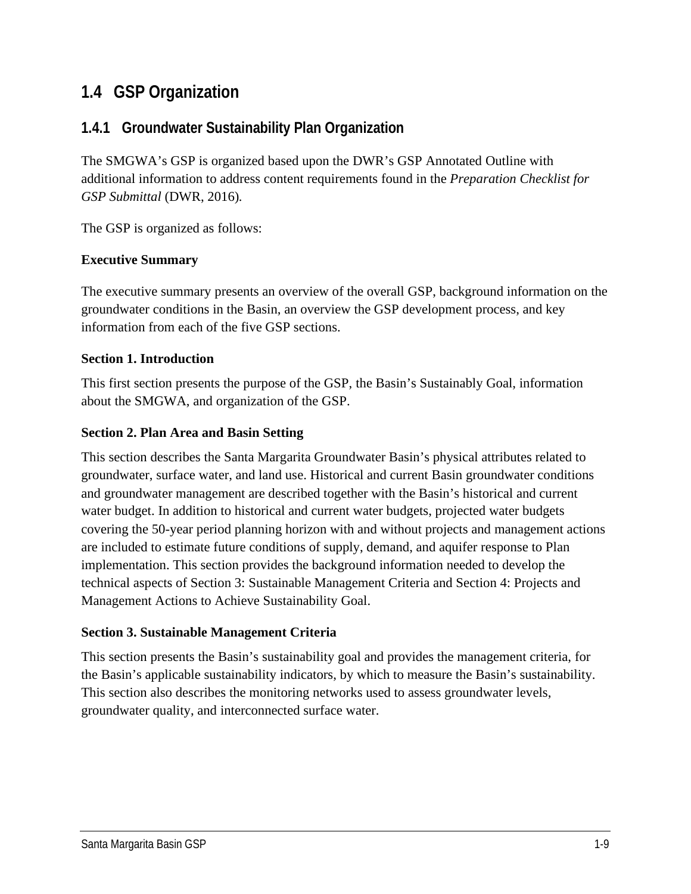## 1.4 GSP Organization

### 1.4.1 Groundwater Sustainability Plan Organization

The SMGWA's GSP is organized based upon the DWR's GSP Annotated Outline with additional information to address content requirements found in the *Preparation Checklist for GSP Submittal* (DWR, 2016).

The GSP is organized as follows:

**Executive Summary**

The executive summary presents an overview of the overall GSP, background information on the groundwater conditions in the Basin, an overview the GSP development process, and key information from each of the five GSP sections.

**Section 1. Introduction**

This first section presents the purpose of the GSP, the Basin's Sustainably Goal, information about the SMGWA, and organization of the GSP.

**Section 2. Plan Area and Basin Setting**

This section describes the Santa Margarita Groundwater Basin's physical attributes related to groundwater, surface water, and land use. Historical and current Basin groundwater conditions and groundwater management are described together with the Basin's historical and current water budget. In addition to historical and current water budgets, projected water budgets covering the 50-year period planning horizon with and without projects and management actions are included to estimate future conditions of supply, demand, and aquifer response to Plan implementation. This section provides the background information needed to develop the technical aspects of Section 3: Sustainable Management Criteria and Section 4: Projects and Management Actions to Achieve Sustainability Goal.

**Section 3. Sustainable Management Criteria**

This section presents the Basin's sustainability goal and provides the management criteria, for the Basin's applicable sustainability indicators, by which to measure the Basin's sustainability. This section also describes the monitoring networks used to assess groundwater levels, groundwater quality, and interconnected surface water.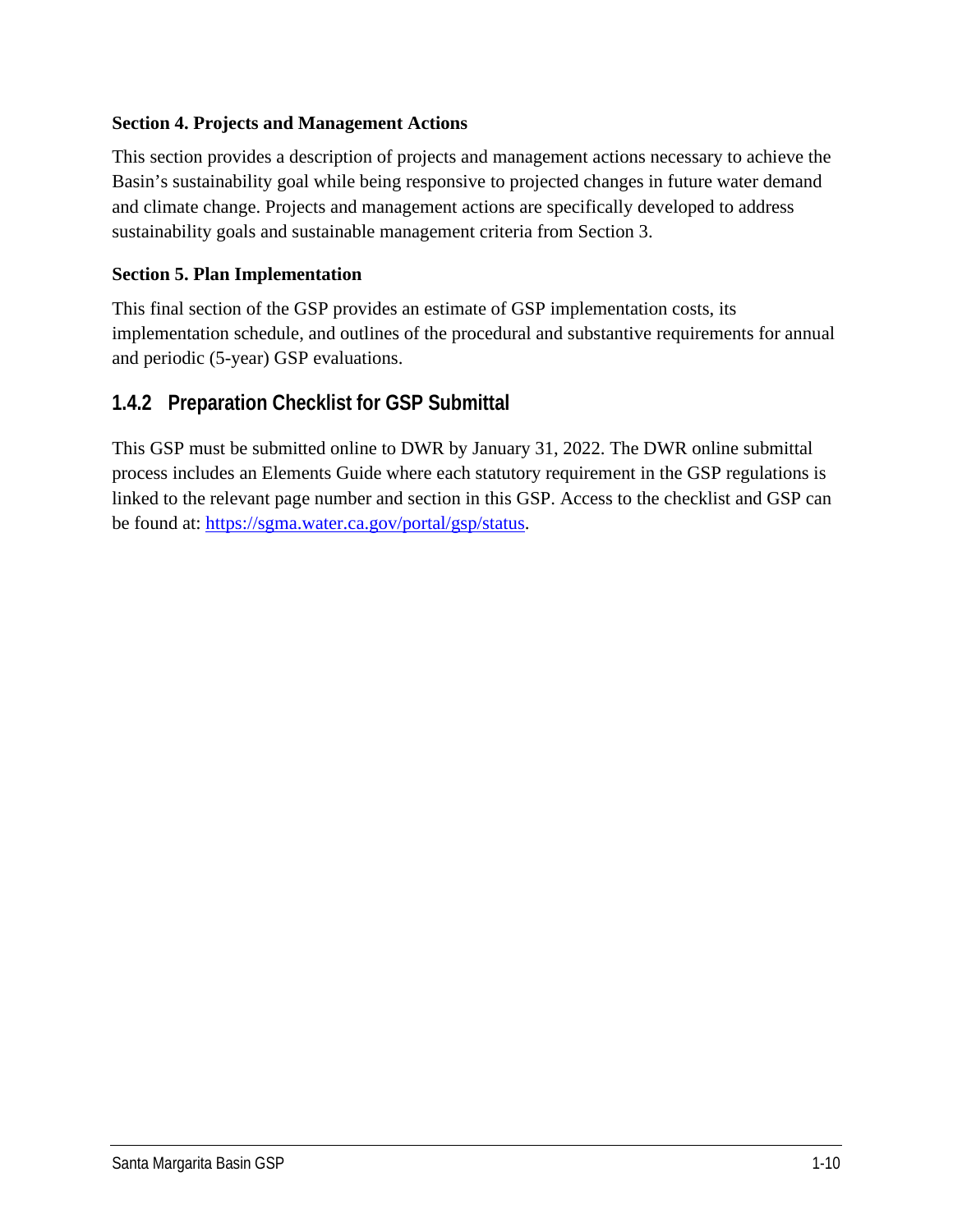**Section 4. Projects and Management Actions**

This section provides a description of projects and management actions necessary to achieve the Basin's sustainability goal while being responsive to projected changes in future water demand and climate change. Projects and management actions are specifically developed to address sustainability goals and sustainable management criteria from Section 3.

**Section 5. Plan Implementation**

This final section of the GSP provides an estimate of GSP implementation costs, its implementation schedule, and outlines of the procedural and substantive requirements for annual and periodic (5-year) GSP evaluations.

### 1.4.2 Preparation Checklist for GSP Submittal

This GSP must be submitted online to DWR by January 31, 2022. The DWR online submittal process includes an Elements Guide where each statutory requirement in the GSP regulations is linked to the relevant page number and section in this GSP. Access to the checklist and GSP can be found at: https://sgma.water.ca.gov/portal/gsp/status.